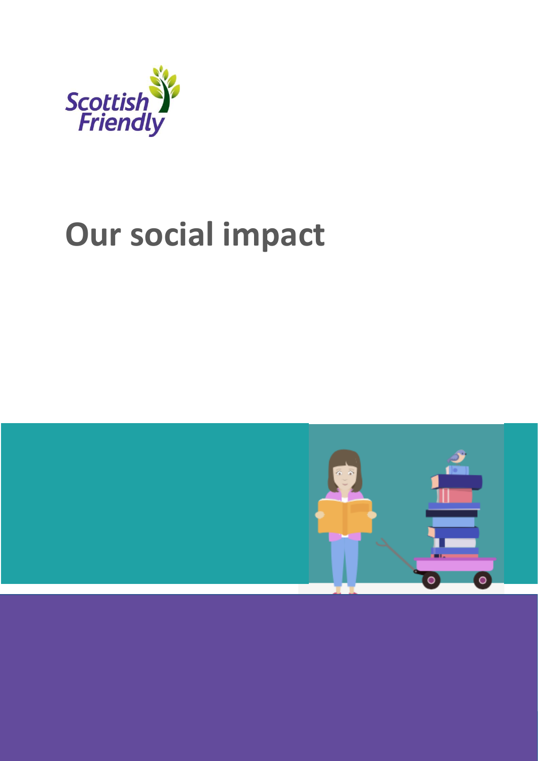Scottish Friendly

# Our social impact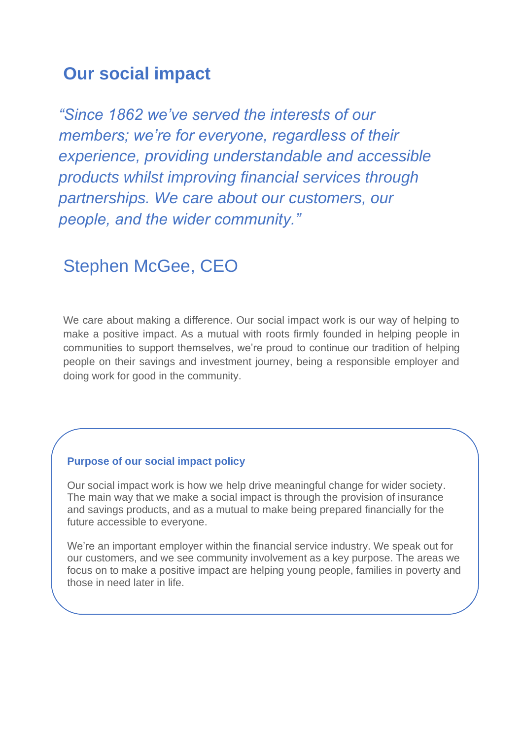# Our social impact

*"Since 1862 we've served the interests of our members; we're for everyone, regardless of their experience, providing understandable and accessible products whilst improving financial services through partnerships. We care about our customers, our people, and the wider community."*

Stephen McGee, CEO

We care about making a difference. Our social impact work is our way of helping to make a positive impact. As a mutual with roots firmly founded in helping people in communities to support themselves, we're proud to continue our tradition of helping people on their savings and investment journey, being a responsible employer and doing work for good in the community.

**Purpose of our social impact policy**

Our social impact work is how we help drive meaningful change for wider society. The main way that we make a social impact is through the provision of insurance and savings products, and as a mutual to make being prepared financially for the future accessible to everyone.

We're an important employer within the financial service industry. We speak out for our customers, and we see community involvement as a key purpose. The areas we focus on to make a positive impact are helping young people, families in poverty and those in need later in life.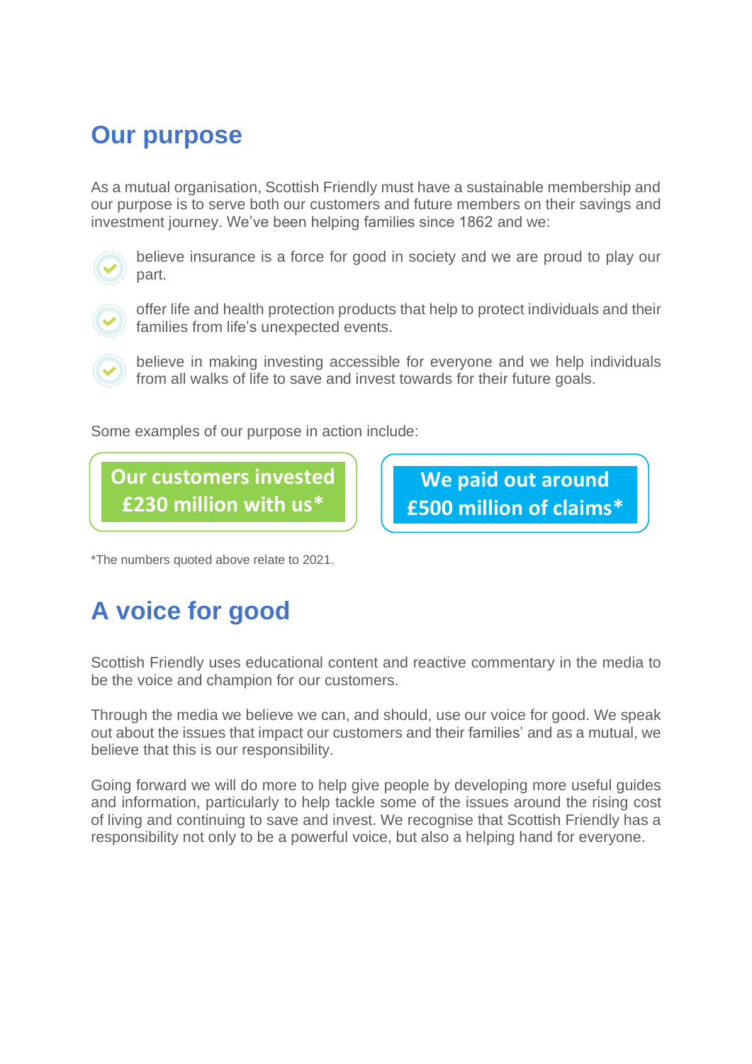## Our purpose

As a mutual organisation, Scottish Friendly must have a sustainable membership and our purpose is to serve both our customers and future members on their savings and investment journey. We've been helping families since 1862 and we:

- believe insurance is a force for good in society and we are proud to play our part.
- offer life and health protection products that help to protect individuals and their families from life's unexpected events.
- believe in making investing accessible for everyone and we help individuals from all walks of life to save and invest towards for their future goals.

Some examples of our purpose in action include:

**Our customers invested £230 million with us***

**We paid out around £500 million of claims***

*The numbers quoted above relate to 2021.

## A voice for good

Scottish Friendly uses educational content and reactive commentary in the media to be the voice and champion for our customers.

Through the media we believe we can, and should, use our voice for good. We speak out about the issues that impact our customers and their families' and as a mutual, we believe that this is our responsibility.

Going forward we will do more to help give people by developing more useful guides and information, particularly to help tackle some of the issues around the rising cost of living and continuing to save and invest. We recognise that Scottish Friendly has a responsibility not only to be a powerful voice, but also a helping hand for everyone.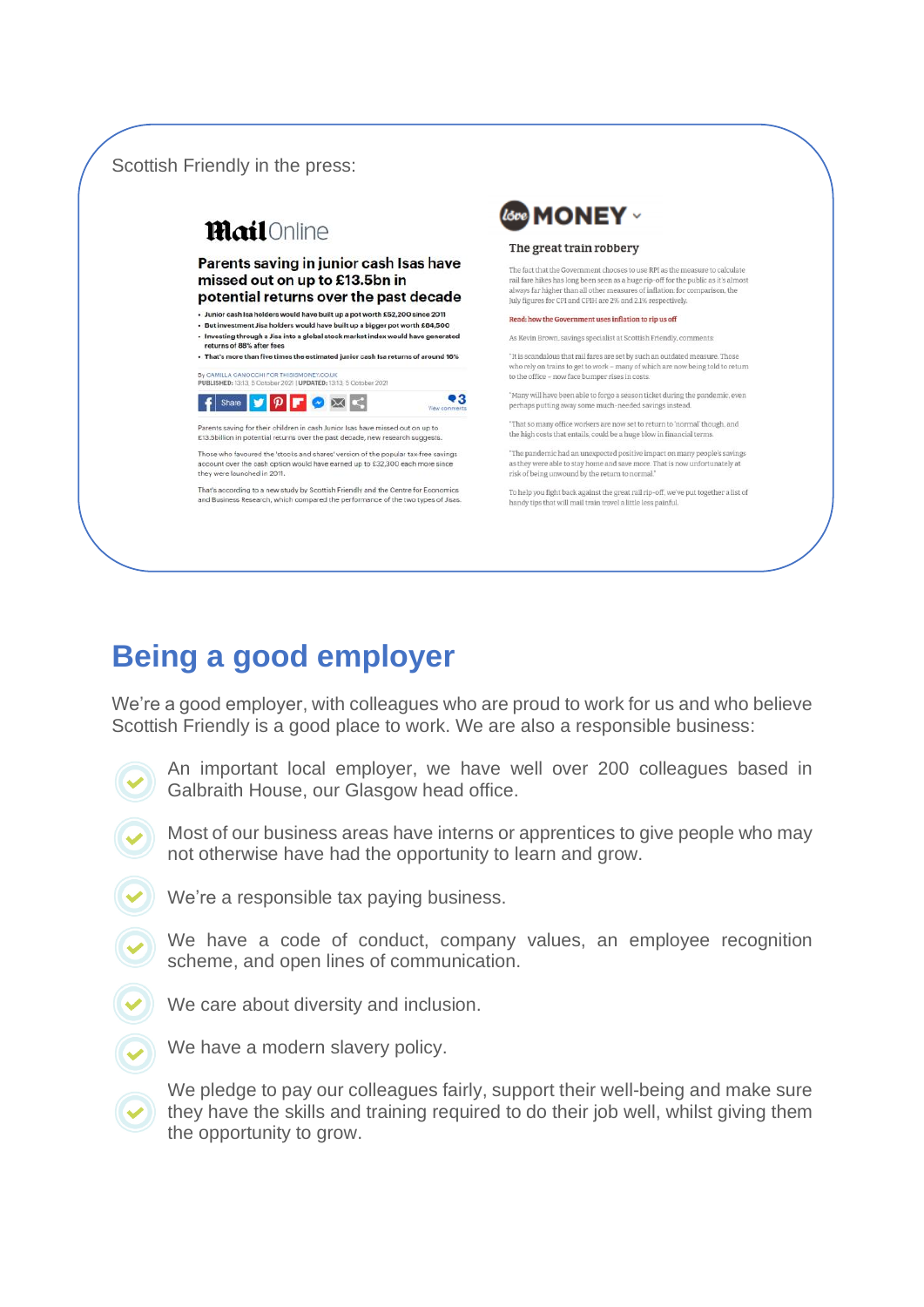Scottish Friendly in the press:

**MailOnline**

**Parents saving in junior cash Isas have missed out on up to £13.5bn in potential returns over the past decade**

- Junior cash Isa holders would have built up a pot worth £52,200 since 2011
- But investment Jisa holders would have built up a bigger pot worth £84,500
- Investing through a Jisa into a global stock market index would have generated returns of 88% after fees
- That's more than five times the estimated junior cash Isa returns of around 16%

By CAMILLA CANOCCHI FOR THISISMONEY.CO.UK
PUBLISHED: 13:13, 5 October 2021 | UPDATED: 13:13, 5 October 2021

Parents saving for their children in cash Junior Isas have missed out on up to £13.5billion in potential returns over the past decade, new research suggests.

Those who favoured the 'stocks and shares' version of the popular tax-free savings account over the cash option would have earned up to £32,300 each more since they were launched in 2011.

That's according to a new study by Scottish Friendly and the Centre for Economics and Business Research, which compared the performance of the two types of Jisas.

**MONEY**

**The great train robbery**

The fact that the Government chooses to use RPI as the measure to calculate rail fare hikes has long been seen as a huge rip-off for the public as it's almost always far higher than all other measures of inflation: for comparison, the July figures for CPI and CPIH are 2% and 2.1% respectively.

Read: how the Government uses inflation to rip us off

As Kevin Brown, savings specialist at Scottish Friendly, comments:

"It is scandalous that rail fares are set by such an outdated measure. Those who rely on trains to get to work – many of which are now being told to return to the office – now face bumper rises in costs.

"Many will have been able to forgo a season ticket during the pandemic, even perhaps putting away some much-needed savings instead.

"That so many office workers are now set to return to 'normal' though, and the high costs that entails, could be a huge blow in financial terms.

"The pandemic had an unexpected positive impact on many people's savings as they were able to stay home and save more. That is now unfortunately at risk of being unwound by the return to normal."

To help you fight back against the great rail rip-off, we've put together a list of handy tips that will make train travel a little less painful.

## Being a good employer

We're a good employer, with colleagues who are proud to work for us and who believe Scottish Friendly is a good place to work. We are also a responsible business:

- An important local employer, we have well over 200 colleagues based in Galbraith House, our Glasgow head office.
- Most of our business areas have interns or apprentices to give people who may not otherwise have had the opportunity to learn and grow.
- We're a responsible tax paying business.
- We have a code of conduct, company values, an employee recognition scheme, and open lines of communication.
- We care about diversity and inclusion.
- We have a modern slavery policy.
- We pledge to pay our colleagues fairly, support their well-being and make sure they have the skills and training required to do their job well, whilst giving them the opportunity to grow.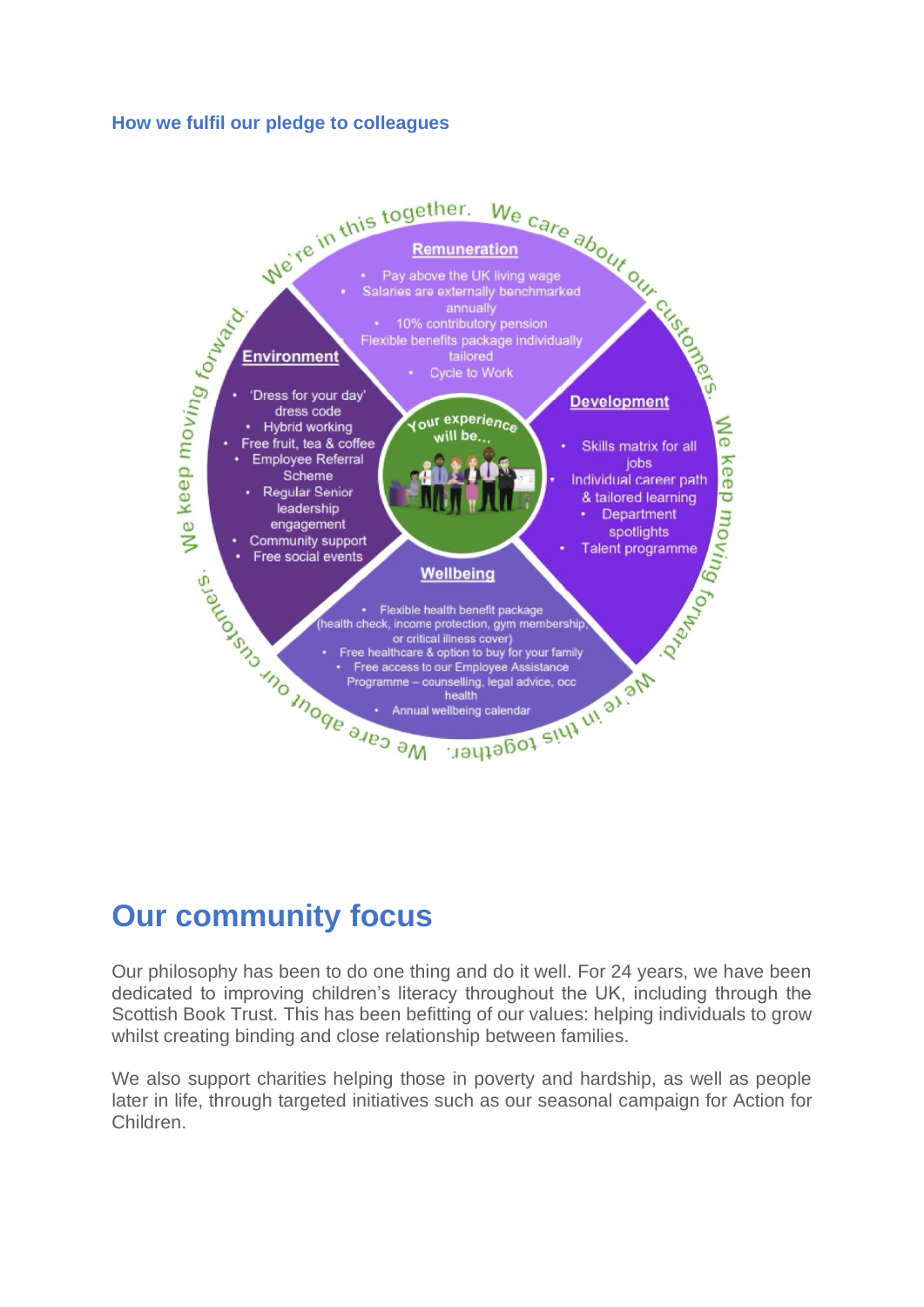### How we fulfil our pledge to colleagues

We're in this together. We care about our customers. We keep moving forward.

Your experience will be...

**Remuneration**

- Pay above the UK living wage
- Salaries are externally benchmarked annually
- 10% contributory pension
- Flexible benefits package individually tailored
- Cycle to Work

**Development**

- Skills matrix for all jobs
- Individual career path & tailored learning
- Department spotlights
- Talent programme

**Wellbeing**

- Flexible health benefit package (health check, income protection, gym membership, or critical illness cover)
- Free healthcare & option to buy for your family
- Free access to our Employee Assistance Programme – counselling, legal advice, occ health
- Annual wellbeing calendar

**Environment**

- 'Dress for your day' dress code
- Hybrid working
- Free fruit, tea & coffee
- Employee Referral Scheme
- Regular Senior leadership engagement
- Community support
- Free social events

# Our community focus

Our philosophy has been to do one thing and do it well. For 24 years, we have been dedicated to improving children's literacy throughout the UK, including through the Scottish Book Trust. This has been befitting of our values: helping individuals to grow whilst creating binding and close relationship between families.

We also support charities helping those in poverty and hardship, as well as people later in life, through targeted initiatives such as our seasonal campaign for Action for Children.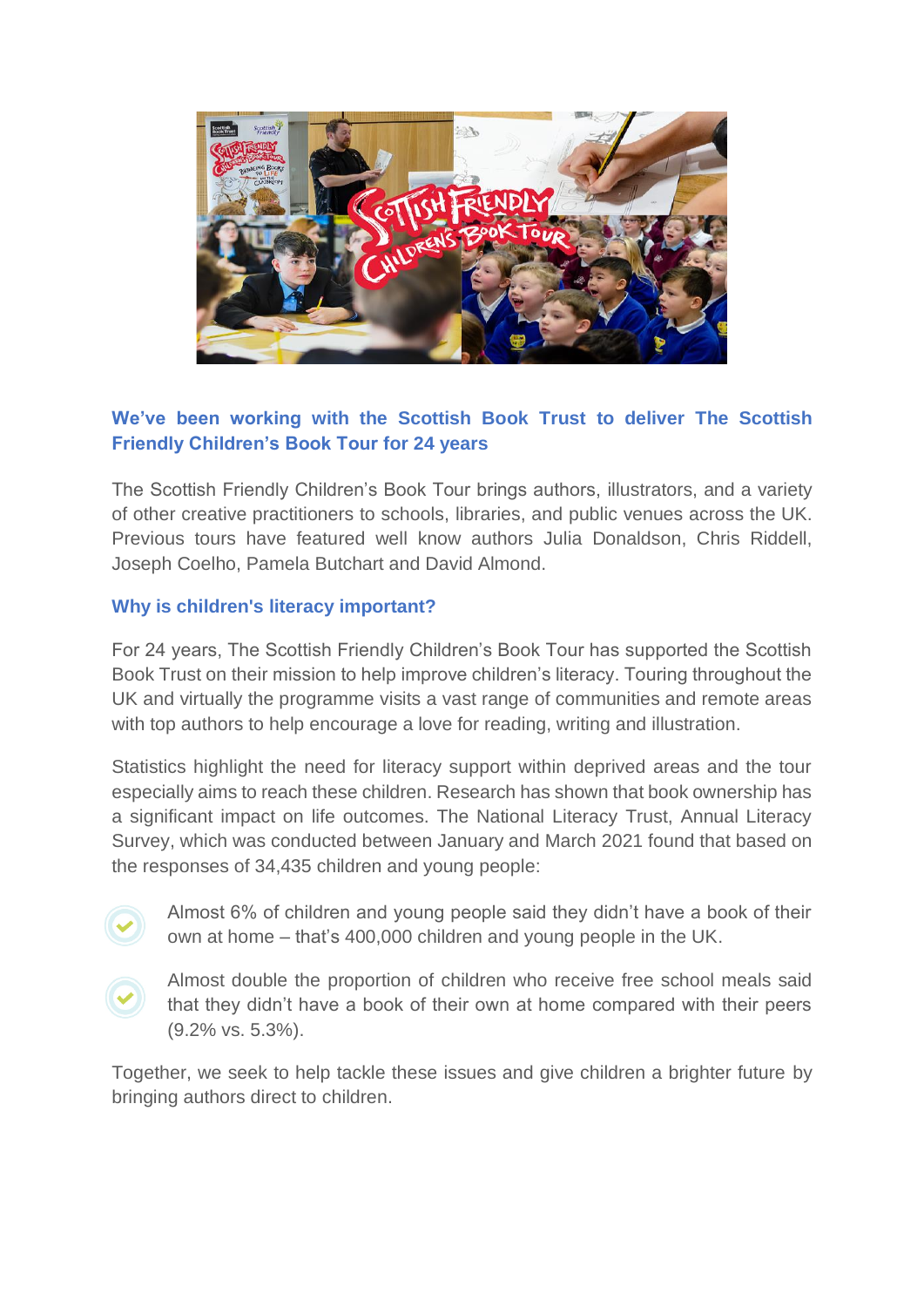## We've been working with the Scottish Book Trust to deliver The Scottish Friendly Children's Book Tour for 24 years

The Scottish Friendly Children's Book Tour brings authors, illustrators, and a variety of other creative practitioners to schools, libraries, and public venues across the UK. Previous tours have featured well know authors Julia Donaldson, Chris Riddell, Joseph Coelho, Pamela Butchart and David Almond.

### Why is children's literacy important?

For 24 years, The Scottish Friendly Children's Book Tour has supported the Scottish Book Trust on their mission to help improve children's literacy. Touring throughout the UK and virtually the programme visits a vast range of communities and remote areas with top authors to help encourage a love for reading, writing and illustration.

Statistics highlight the need for literacy support within deprived areas and the tour especially aims to reach these children. Research has shown that book ownership has a significant impact on life outcomes. The National Literacy Trust, Annual Literacy Survey, which was conducted between January and March 2021 found that based on the responses of 34,435 children and young people:

- Almost 6% of children and young people said they didn't have a book of their own at home – that's 400,000 children and young people in the UK.
- Almost double the proportion of children who receive free school meals said that they didn't have a book of their own at home compared with their peers (9.2% vs. 5.3%).

Together, we seek to help tackle these issues and give children a brighter future by bringing authors direct to children.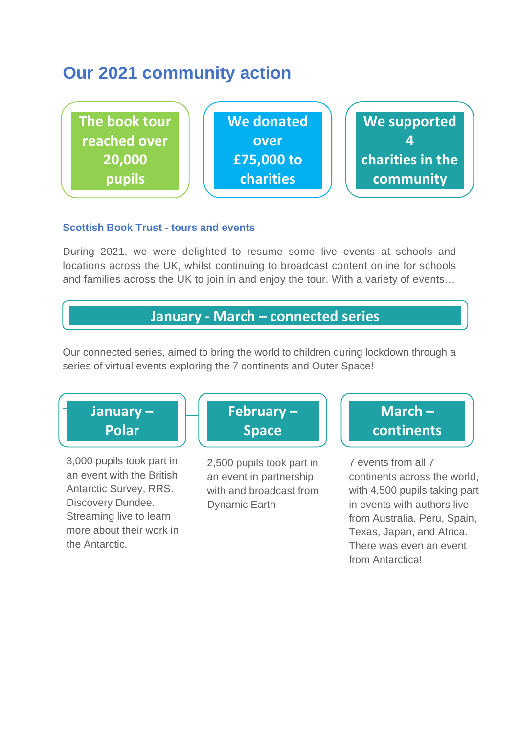# Our 2021 community action

**The book tour reached over 20,000 pupils**

**We donated over £75,000 to charities**

**We supported 4 charities in the community**

### Scottish Book Trust - tours and events

During 2021, we were delighted to resume some live events at schools and locations across the UK, whilst continuing to broadcast content online for schools and families across the UK to join in and enjoy the tour. With a variety of events…

## January - March – connected series

Our connected series, aimed to bring the world to children during lockdown through a series of virtual events exploring the 7 continents and Outer Space!

### January – Polar

3,000 pupils took part in an event with the British Antarctic Survey, RRS. Discovery Dundee. Streaming live to learn more about their work in the Antarctic.

### February – Space

2,500 pupils took part in an event in partnership with and broadcast from Dynamic Earth

### March – continents

7 events from all 7 continents across the world, with 4,500 pupils taking part in events with authors live from Australia, Peru, Spain, Texas, Japan, and Africa. There was even an event from Antarctica!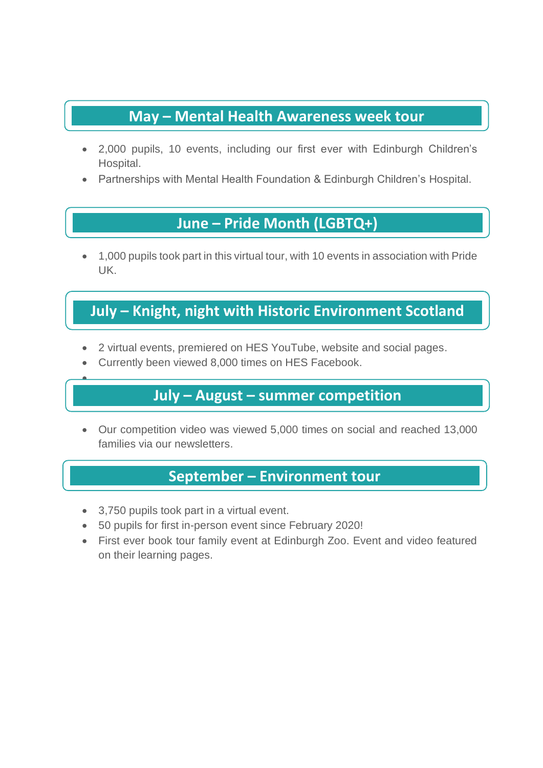## May – Mental Health Awareness week tour

- 2,000 pupils, 10 events, including our first ever with Edinburgh Children's Hospital.
- Partnerships with Mental Health Foundation & Edinburgh Children's Hospital.

## June – Pride Month (LGBTQ+)

- 1,000 pupils took part in this virtual tour, with 10 events in association with Pride UK.

## July – Knight, night with Historic Environment Scotland

- 2 virtual events, premiered on HES YouTube, website and social pages.
- Currently been viewed 8,000 times on HES Facebook.

## July – August – summer competition

- Our competition video was viewed 5,000 times on social and reached 13,000 families via our newsletters.

## September – Environment tour

- 3,750 pupils took part in a virtual event.
- 50 pupils for first in-person event since February 2020!
- First ever book tour family event at Edinburgh Zoo. Event and video featured on their learning pages.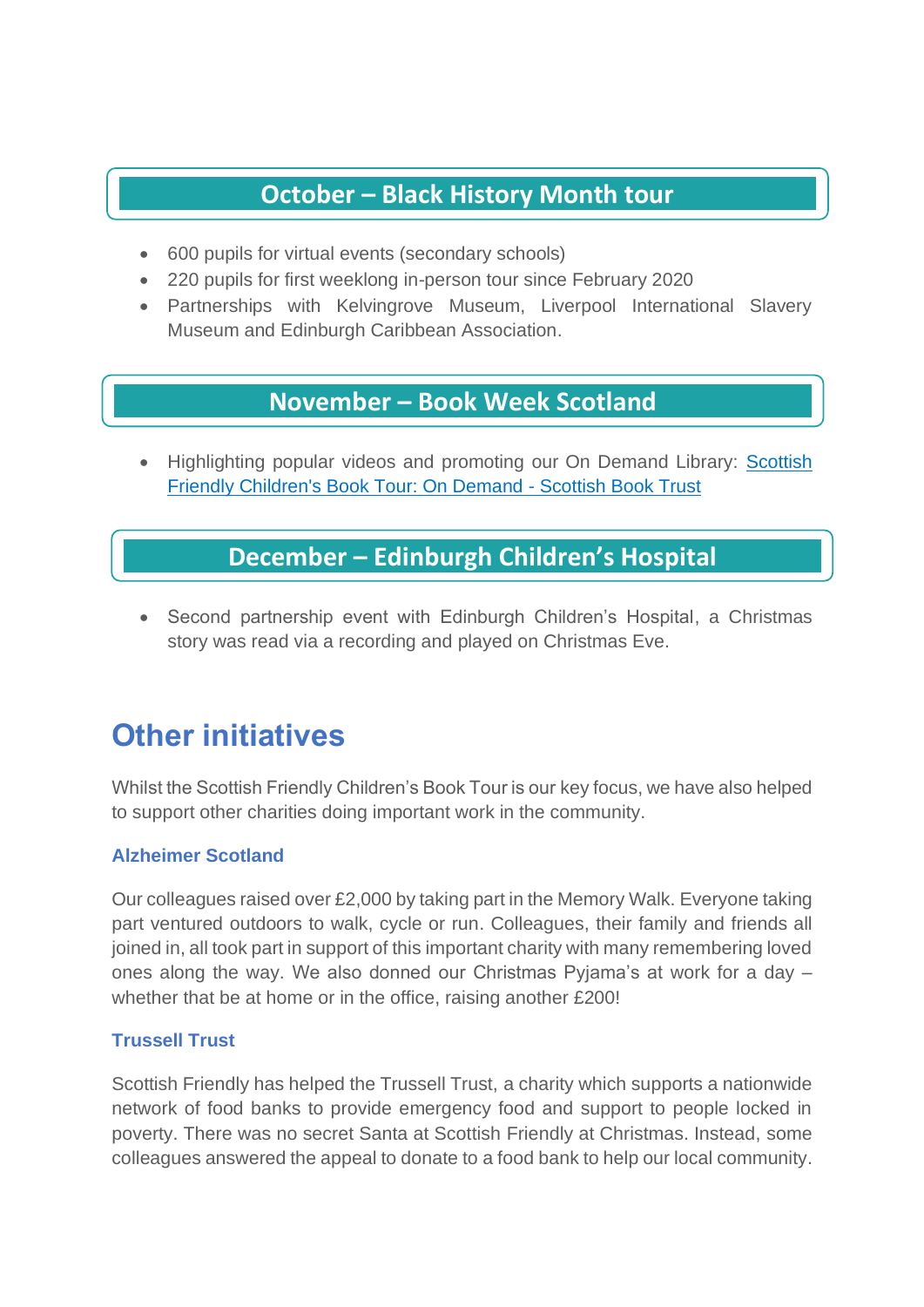## October – Black History Month tour

- 600 pupils for virtual events (secondary schools)
- 220 pupils for first weeklong in-person tour since February 2020
- Partnerships with Kelvingrove Museum, Liverpool International Slavery Museum and Edinburgh Caribbean Association.

## November – Book Week Scotland

- Highlighting popular videos and promoting our On Demand Library: [Scottish Friendly Children's Book Tour: On Demand - Scottish Book Trust]

## December – Edinburgh Children's Hospital

- Second partnership event with Edinburgh Children's Hospital, a Christmas story was read via a recording and played on Christmas Eve.

# Other initiatives

Whilst the Scottish Friendly Children's Book Tour is our key focus, we have also helped to support other charities doing important work in the community.

### Alzheimer Scotland

Our colleagues raised over £2,000 by taking part in the Memory Walk. Everyone taking part ventured outdoors to walk, cycle or run. Colleagues, their family and friends all joined in, all took part in support of this important charity with many remembering loved ones along the way. We also donned our Christmas Pyjama's at work for a day – whether that be at home or in the office, raising another £200!

### Trussell Trust

Scottish Friendly has helped the Trussell Trust, a charity which supports a nationwide network of food banks to provide emergency food and support to people locked in poverty. There was no secret Santa at Scottish Friendly at Christmas. Instead, some colleagues answered the appeal to donate to a food bank to help our local community.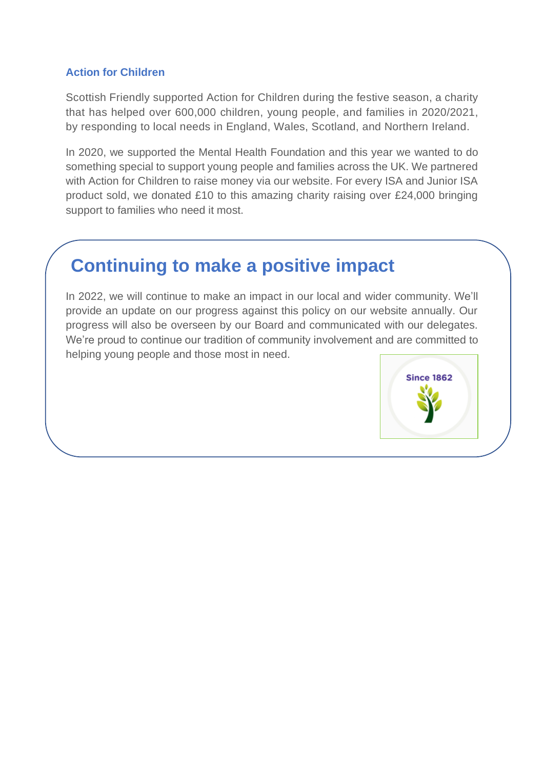### Action for Children

Scottish Friendly supported Action for Children during the festive season, a charity that has helped over 600,000 children, young people, and families in 2020/2021, by responding to local needs in England, Wales, Scotland, and Northern Ireland.

In 2020, we supported the Mental Health Foundation and this year we wanted to do something special to support young people and families across the UK. We partnered with Action for Children to raise money via our website. For every ISA and Junior ISA product sold, we donated £10 to this amazing charity raising over £24,000 bringing support to families who need it most.

## Continuing to make a positive impact

In 2022, we will continue to make an impact in our local and wider community. We'll provide an update on our progress against this policy on our website annually. Our progress will also be overseen by our Board and communicated with our delegates. We're proud to continue our tradition of community involvement and are committed to helping young people and those most in need.

Since 1862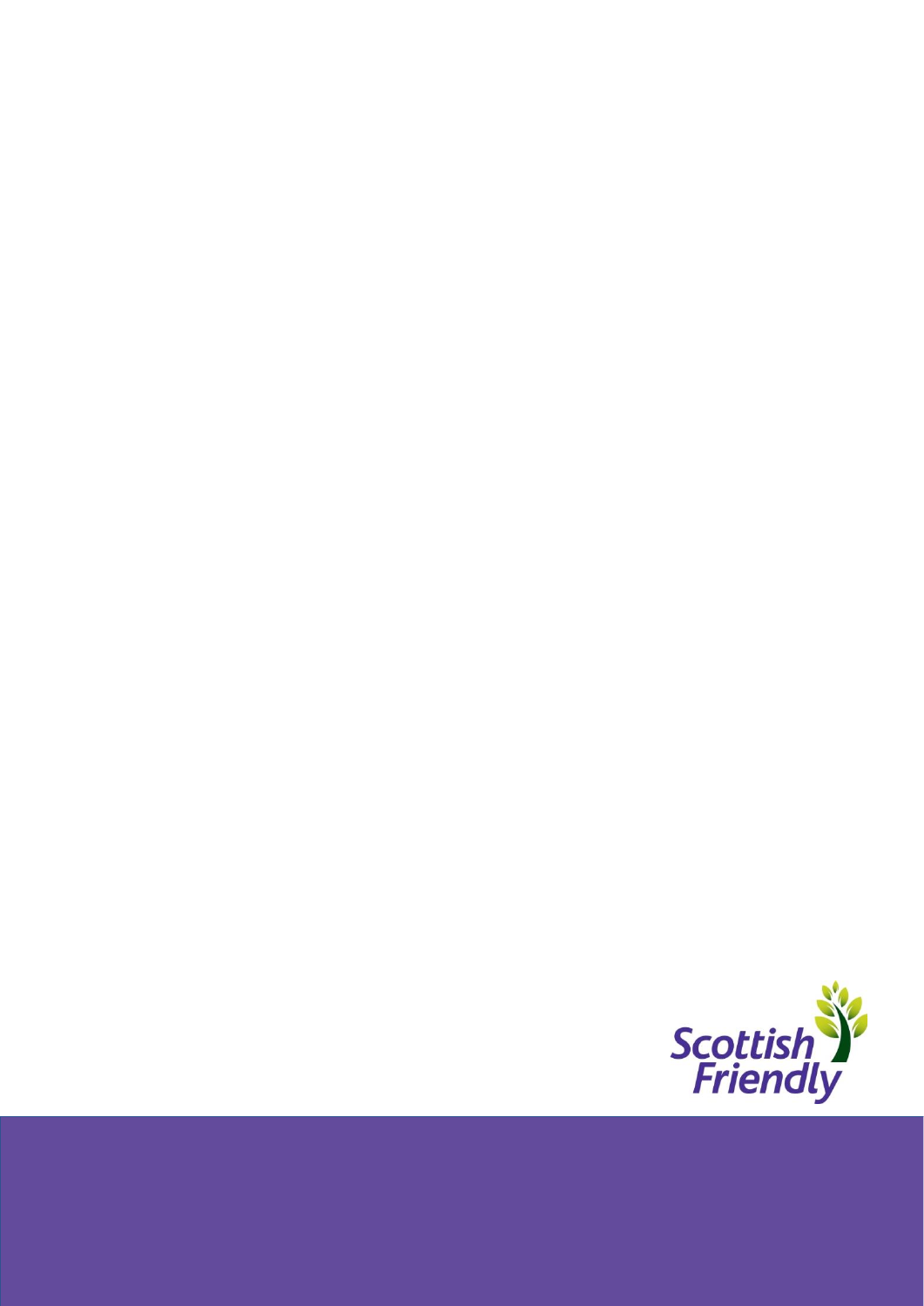Scottish Friendly